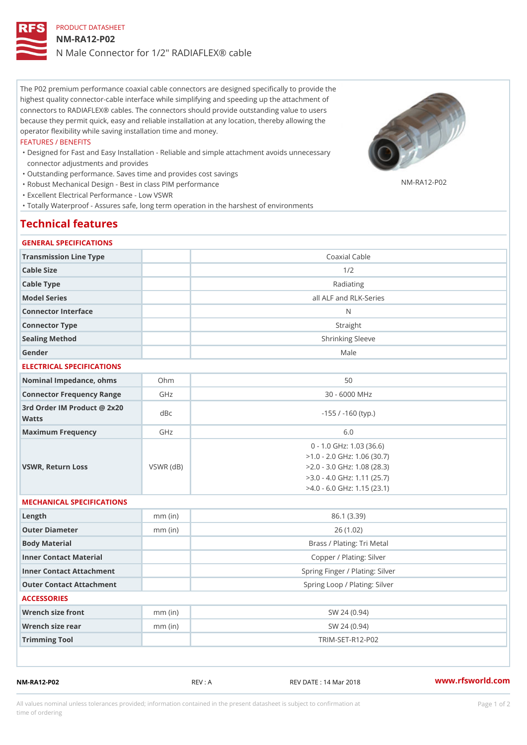PRODUCT DATASHEET

# NM-RA12-P02

## N Male Connector for 1/2" RADIAFLEX® cable

The P02 premium performance coaxial cable connectors are designed specifically to provide the highest quality connector-cable interface while simplifying and speeding up the attachment of connectors to RADIAFLEX® cables. The connectors should provide outstanding value to users because they permit quick, easy and reliable installation at any location, thereby allowing the operator flexibility while saving installation time and money.

FEATURES / BENEFITS

- Designed for Fast and Easy Installation - Reliable and simple attachment avoids unnecessary connector adjustments and provides
- Outstanding performance. Saves time and provides cost savings
- Robust Mechanical Design - Best in class PIM performance
- Excellent Electrical Performance - Low VSWR
- Totally Waterproof - Assures safe, long term operation in the harshest of environments

NM-RA12-P02

## Technical features

### GENERAL SPECIFICATIONS

| | | |
|---|---|---|
| Transmission Line Type | | Coaxial Cable |
| Cable Size | | 1/2 |
| Cable Type | | Radiating |
| Model Series | | all ALF and RLK-Series |
| Connector Interface | | N |
| Connector Type | | Straight |
| Sealing Method | | Shrinking Sleeve |
| Gender | | Male |

### ELECTRICAL SPECIFICATIONS

| | | |
|---|---|---|
| Nominal Impedance, ohms | Ohm | 50 |
| Connector Frequency Range | GHz | 30 - 6000 MHz |
| 3rd Order IM Product @ 2x20 Watts | dBc | -155 / -160 (typ.) |
| Maximum Frequency | GHz | 6.0 |
| VSWR, Return Loss | VSWR (dB) | 0 - 1.0 GHz: 1.03 (36.6)<br>>1.0 - 2.0 GHz: 1.06 (30.7)<br>>2.0 - 3.0 GHz: 1.08 (28.3)<br>>3.0 - 4.0 GHz: 1.11 (25.7)<br>>4.0 - 6.0 GHz: 1.15 (23.1) |

### MECHANICAL SPECIFICATIONS

| | | |
|---|---|---|
| Length | mm (in) | 86.1 (3.39) |
| Outer Diameter | mm (in) | 26 (1.02) |
| Body Material | | Brass / Plating: Tri Metal |
| Inner Contact Material | | Copper / Plating: Silver |
| Inner Contact Attachment | | Spring Finger / Plating: Silver |
| Outer Contact Attachment | | Spring Loop / Plating: Silver |

### ACCESSORIES

| | | |
|---|---|---|
| Wrench size front | mm (in) | SW 24 (0.94) |
| Wrench size rear | mm (in) | SW 24 (0.94) |
| Trimming Tool | | TRIM-SET-R12-P02 |

NM-RA12-P02 REV : A REV DATE : 14 Mar 2018 www.rfsworld.com

All values nominal unless tolerances provided; information contained in the present datasheet is subject to confirmation at time of ordering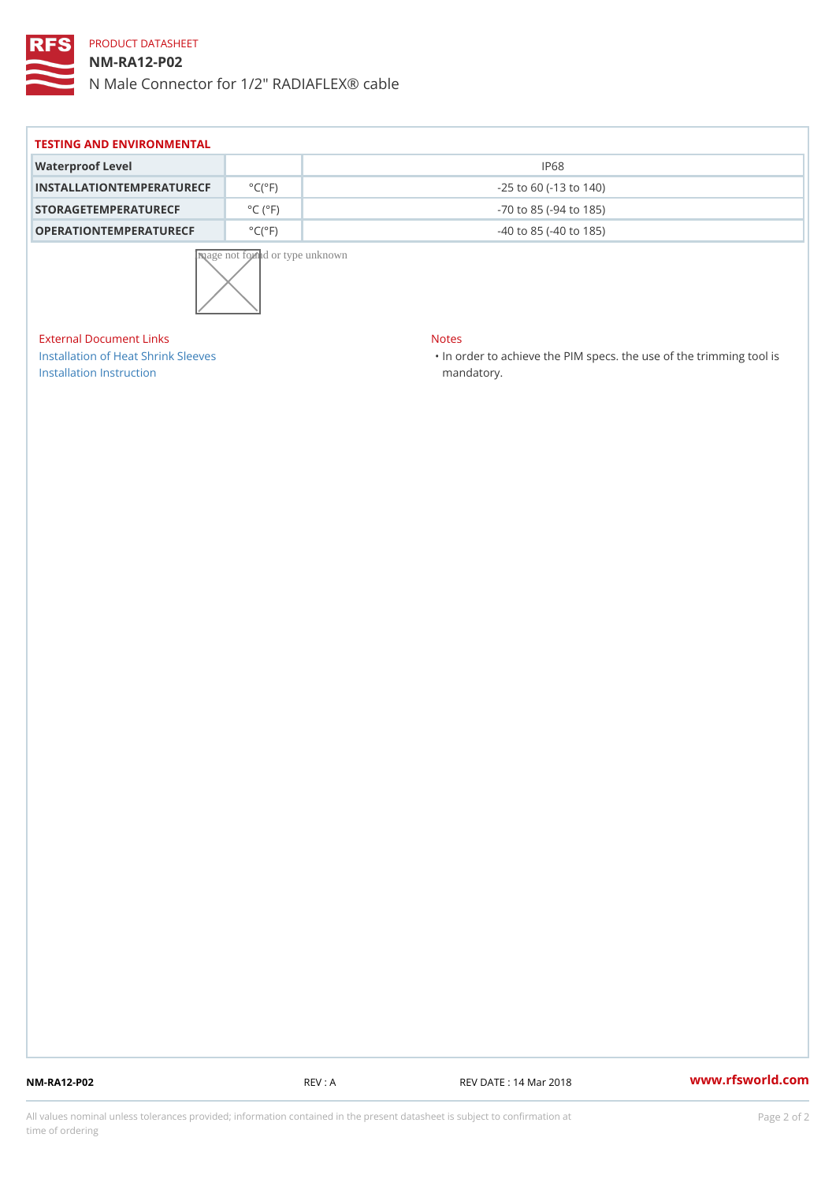PRODUCT DATASHEET

# NM-RA12-P02

N Male Connector for 1/2" RADIAFLEX® cable

## TESTING AND ENVIRONMENTAL

| | | |
|---|---|---|
| Waterproof Level | | IP68 |
| INSTALLATIONTEMPERATURECF | °C(°F) | -25 to 60 (-13 to 140) |
| STORAGETEMPERATURECF | °C (°F) | -70 to 85 (-94 to 185) |
| OPERATIONTEMPERATURECF | °C(°F) | -40 to 85 (-40 to 185) |

Image not found or type unknown

### External Document Links

Installation of Heat Shrink Sleeves

Installation Instruction

### Notes

- In order to achieve the PIM specs. the use of the trimming tool is mandatory.

NM-RA12-P02 REV : A REV DATE : 14 Mar 2018 www.rfsworld.com

All values nominal unless tolerances provided; information contained in the present datasheet is subject to confirmation at time of ordering